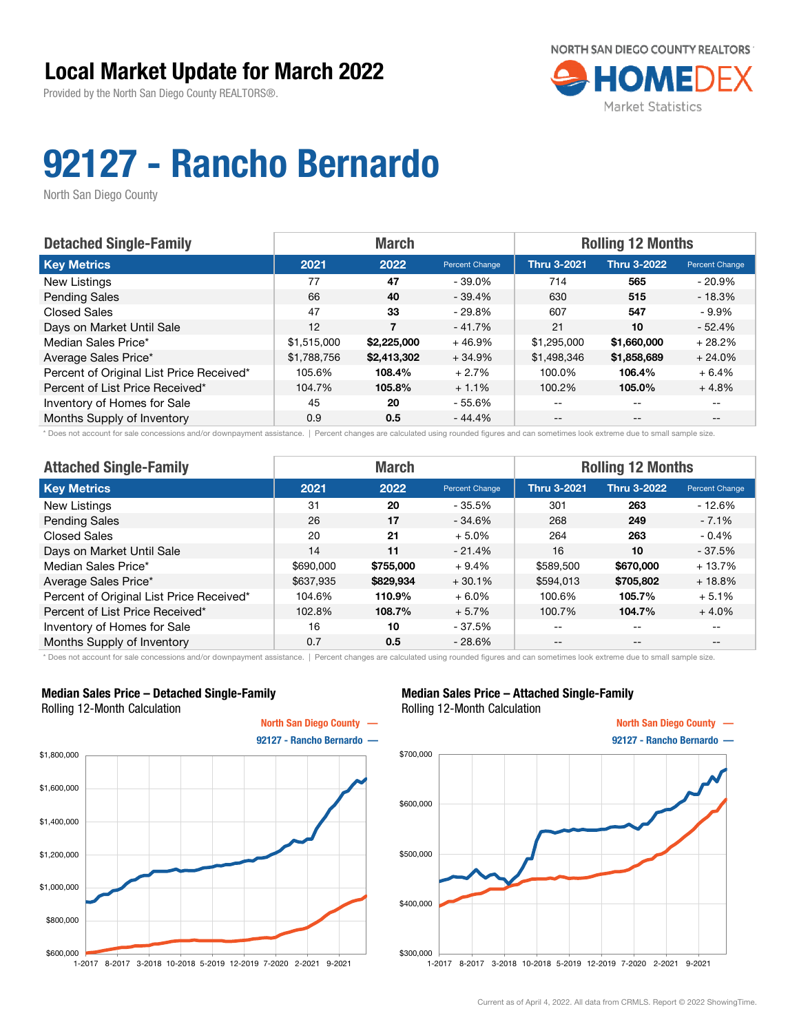# Local Market Update for March 2022

Provided by the North San Diego County REALTORS®.

NORTH SAN DIEGO COUNTY REALTORS HOMEDEX Market Statistics

# 92127 - Rancho Bernardo

North San Diego County

| Detached Single-Family | March | | | Rolling 12 Months | | |
|---|---|---|---|---|---|---|
| **Key Metrics** | **2021** | **2022** | **Percent Change** | **Thru 3-2021** | **Thru 3-2022** | **Percent Change** |
| New Listings | 77 | **47** | - 39.0% | 714 | **565** | - 20.9% |
| Pending Sales | 66 | **40** | - 39.4% | 630 | **515** | - 18.3% |
| Closed Sales | 47 | **33** | - 29.8% | 607 | **547** | - 9.9% |
| Days on Market Until Sale | 12 | **7** | - 41.7% | 21 | **10** | - 52.4% |
| Median Sales Price* | $1,515,000 | **$2,225,000** | + 46.9% | $1,295,000 | **$1,660,000** | + 28.2% |
| Average Sales Price* | $1,788,756 | **$2,413,302** | + 34.9% | $1,498,346 | **$1,858,689** | + 24.0% |
| Percent of Original List Price Received* | 105.6% | **108.4%** | + 2.7% | 100.0% | **106.4%** | + 6.4% |
| Percent of List Price Received* | 104.7% | **105.8%** | + 1.1% | 100.2% | **105.0%** | + 4.8% |
| Inventory of Homes for Sale | 45 | **20** | - 55.6% | -- | -- | -- |
| Months Supply of Inventory | 0.9 | **0.5** | - 44.4% | -- | -- | -- |

\* Does not account for sale concessions and/or downpayment assistance. | Percent changes are calculated using rounded figures and can sometimes look extreme due to small sample size.

| Attached Single-Family | March | | | Rolling 12 Months | | |
|---|---|---|---|---|---|---|
| **Key Metrics** | **2021** | **2022** | **Percent Change** | **Thru 3-2021** | **Thru 3-2022** | **Percent Change** |
| New Listings | 31 | **20** | - 35.5% | 301 | **263** | - 12.6% |
| Pending Sales | 26 | **17** | - 34.6% | 268 | **249** | - 7.1% |
| Closed Sales | 20 | **21** | + 5.0% | 264 | **263** | - 0.4% |
| Days on Market Until Sale | 14 | **11** | - 21.4% | 16 | **10** | - 37.5% |
| Median Sales Price* | $690,000 | **$755,000** | + 9.4% | $589,500 | **$670,000** | + 13.7% |
| Average Sales Price* | $637,935 | **$829,934** | + 30.1% | $594,013 | **$705,802** | + 18.8% |
| Percent of Original List Price Received* | 104.6% | **110.9%** | + 6.0% | 100.6% | **105.7%** | + 5.1% |
| Percent of List Price Received* | 102.8% | **108.7%** | + 5.7% | 100.7% | **104.7%** | + 4.0% |
| Inventory of Homes for Sale | 16 | **10** | - 37.5% | -- | -- | -- |
| Months Supply of Inventory | 0.7 | **0.5** | - 28.6% | -- | -- | -- |

\* Does not account for sale concessions and/or downpayment assistance. | Percent changes are calculated using rounded figures and can sometimes look extreme due to small sample size.

**Median Sales Price – Detached Single-Family**
Rolling 12-Month Calculation

North San Diego County —
92127 - Rancho Bernardo —

**Median Sales Price – Attached Single-Family**
Rolling 12-Month Calculation

North San Diego County —
92127 - Rancho Bernardo —

Current as of April 4, 2022. All data from CRMLS. Report © 2022 ShowingTime.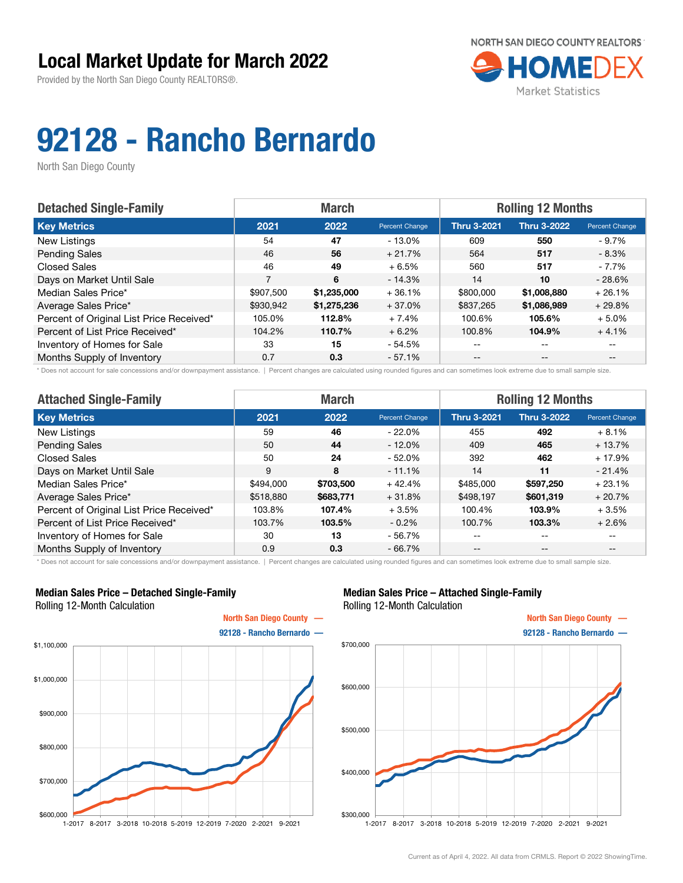# Local Market Update for March 2022

Provided by the North San Diego County REALTORS®.

NORTH SAN DIEGO COUNTY REALTORS® HOMEDEX Market Statistics

# 92128 - Rancho Bernardo

North San Diego County

| Detached Single-Family | March | | | Rolling 12 Months | | |
|---|---|---|---|---|---|---|
| **Key Metrics** | **2021** | **2022** | **Percent Change** | **Thru 3-2021** | **Thru 3-2022** | **Percent Change** |
| New Listings | 54 | **47** | - 13.0% | 609 | **550** | - 9.7% |
| Pending Sales | 46 | **56** | + 21.7% | 564 | **517** | - 8.3% |
| Closed Sales | 46 | **49** | + 6.5% | 560 | **517** | - 7.7% |
| Days on Market Until Sale | 7 | **6** | - 14.3% | 14 | **10** | - 28.6% |
| Median Sales Price* | $907,500 | **$1,235,000** | + 36.1% | $800,000 | **$1,008,880** | + 26.1% |
| Average Sales Price* | $930,942 | **$1,275,236** | + 37.0% | $837,265 | **$1,086,989** | + 29.8% |
| Percent of Original List Price Received* | 105.0% | **112.8%** | + 7.4% | 100.6% | **105.6%** | + 5.0% |
| Percent of List Price Received* | 104.2% | **110.7%** | + 6.2% | 100.8% | **104.9%** | + 4.1% |
| Inventory of Homes for Sale | 33 | **15** | - 54.5% | -- | -- | -- |
| Months Supply of Inventory | 0.7 | **0.3** | - 57.1% | -- | -- | -- |

\* Does not account for sale concessions and/or downpayment assistance. | Percent changes are calculated using rounded figures and can sometimes look extreme due to small sample size.

| Attached Single-Family | March | | | Rolling 12 Months | | |
|---|---|---|---|---|---|---|
| **Key Metrics** | **2021** | **2022** | **Percent Change** | **Thru 3-2021** | **Thru 3-2022** | **Percent Change** |
| New Listings | 59 | **46** | - 22.0% | 455 | **492** | + 8.1% |
| Pending Sales | 50 | **44** | - 12.0% | 409 | **465** | + 13.7% |
| Closed Sales | 50 | **24** | - 52.0% | 392 | **462** | + 17.9% |
| Days on Market Until Sale | 9 | **8** | - 11.1% | 14 | **11** | - 21.4% |
| Median Sales Price* | $494,000 | **$703,500** | + 42.4% | $485,000 | **$597,250** | + 23.1% |
| Average Sales Price* | $518,880 | **$683,771** | + 31.8% | $498,197 | **$601,319** | + 20.7% |
| Percent of Original List Price Received* | 103.8% | **107.4%** | + 3.5% | 100.4% | **103.9%** | + 3.5% |
| Percent of List Price Received* | 103.7% | **103.5%** | - 0.2% | 100.7% | **103.3%** | + 2.6% |
| Inventory of Homes for Sale | 30 | **13** | - 56.7% | -- | -- | -- |
| Months Supply of Inventory | 0.9 | **0.3** | - 66.7% | -- | -- | -- |

\* Does not account for sale concessions and/or downpayment assistance. | Percent changes are calculated using rounded figures and can sometimes look extreme due to small sample size.

**Median Sales Price – Detached Single-Family**
Rolling 12-Month Calculation

North San Diego County —
92128 - Rancho Bernardo —

**Median Sales Price – Attached Single-Family**
Rolling 12-Month Calculation

North San Diego County —
92128 - Rancho Bernardo —

Current as of April 4, 2022. All data from CRMLS. Report © 2022 ShowingTime.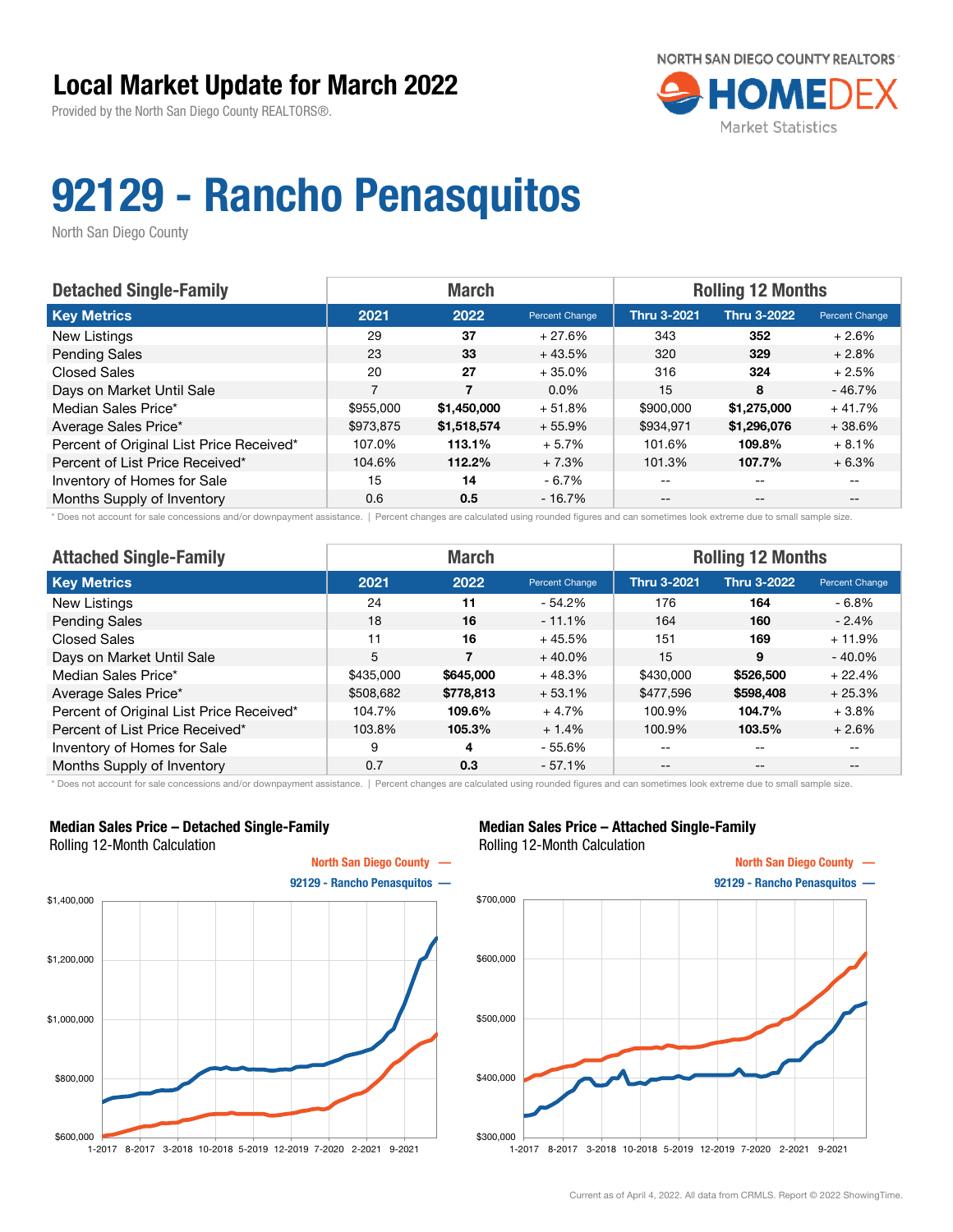# Local Market Update for March 2022

Provided by the North San Diego County REALTORS®.

NORTH SAN DIEGO COUNTY REALTORS HOMEDEX Market Statistics

# 92129 - Rancho Penasquitos

North San Diego County

| Detached Single-Family | March | | | Rolling 12 Months | | |
|---|---|---|---|---|---|---|
| **Key Metrics** | **2021** | **2022** | **Percent Change** | **Thru 3-2021** | **Thru 3-2022** | **Percent Change** |
| New Listings | 29 | **37** | + 27.6% | 343 | **352** | + 2.6% |
| Pending Sales | 23 | **33** | + 43.5% | 320 | **329** | + 2.8% |
| Closed Sales | 20 | **27** | + 35.0% | 316 | **324** | + 2.5% |
| Days on Market Until Sale | 7 | **7** | 0.0% | 15 | **8** | - 46.7% |
| Median Sales Price* | $955,000 | **$1,450,000** | + 51.8% | $900,000 | **$1,275,000** | + 41.7% |
| Average Sales Price* | $973,875 | **$1,518,574** | + 55.9% | $934,971 | **$1,296,076** | + 38.6% |
| Percent of Original List Price Received* | 107.0% | **113.1%** | + 5.7% | 101.6% | **109.8%** | + 8.1% |
| Percent of List Price Received* | 104.6% | **112.2%** | + 7.3% | 101.3% | **107.7%** | + 6.3% |
| Inventory of Homes for Sale | 15 | **14** | - 6.7% | -- | -- | -- |
| Months Supply of Inventory | 0.6 | **0.5** | - 16.7% | -- | -- | -- |

\* Does not account for sale concessions and/or downpayment assistance. | Percent changes are calculated using rounded figures and can sometimes look extreme due to small sample size.

| Attached Single-Family | March | | | Rolling 12 Months | | |
|---|---|---|---|---|---|---|
| **Key Metrics** | **2021** | **2022** | **Percent Change** | **Thru 3-2021** | **Thru 3-2022** | **Percent Change** |
| New Listings | 24 | **11** | - 54.2% | 176 | **164** | - 6.8% |
| Pending Sales | 18 | **16** | - 11.1% | 164 | **160** | - 2.4% |
| Closed Sales | 11 | **16** | + 45.5% | 151 | **169** | + 11.9% |
| Days on Market Until Sale | 5 | **7** | + 40.0% | 15 | **9** | - 40.0% |
| Median Sales Price* | $435,000 | **$645,000** | + 48.3% | $430,000 | **$526,500** | + 22.4% |
| Average Sales Price* | $508,682 | **$778,813** | + 53.1% | $477,596 | **$598,408** | + 25.3% |
| Percent of Original List Price Received* | 104.7% | **109.6%** | + 4.7% | 100.9% | **104.7%** | + 3.8% |
| Percent of List Price Received* | 103.8% | **105.3%** | + 1.4% | 100.9% | **103.5%** | + 2.6% |
| Inventory of Homes for Sale | 9 | **4** | - 55.6% | -- | -- | -- |
| Months Supply of Inventory | 0.7 | **0.3** | - 57.1% | -- | -- | -- |

\* Does not account for sale concessions and/or downpayment assistance. | Percent changes are calculated using rounded figures and can sometimes look extreme due to small sample size.

**Median Sales Price – Detached Single-Family**
Rolling 12-Month Calculation

North San Diego County —
92129 - Rancho Penasquitos —

**Median Sales Price – Attached Single-Family**
Rolling 12-Month Calculation

North San Diego County —
92129 - Rancho Penasquitos —

Current as of April 4, 2022. All data from CRMLS. Report © 2022 ShowingTime.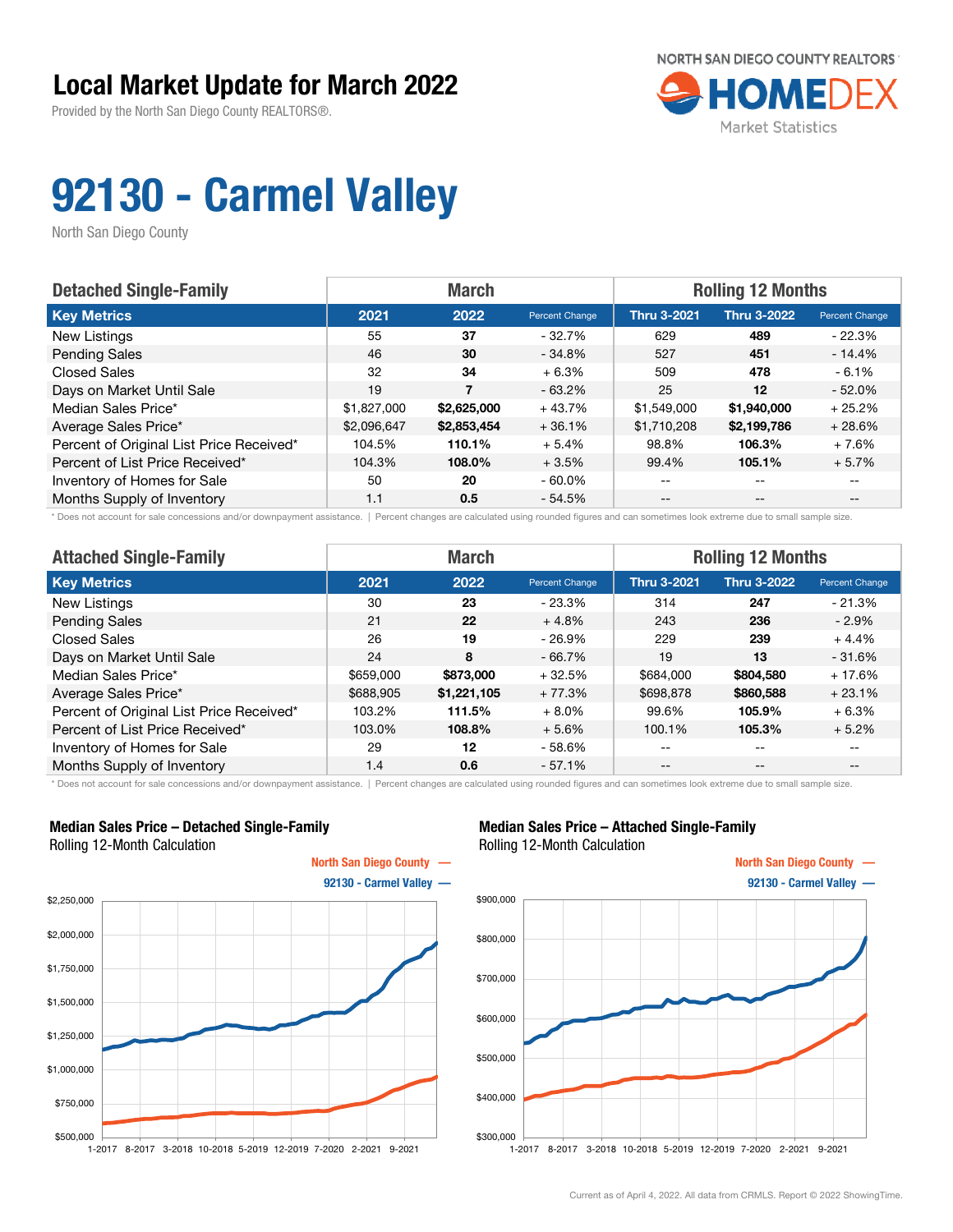# Local Market Update for March 2022

Provided by the North San Diego County REALTORS®.

NORTH SAN DIEGO COUNTY REALTORS HOMEDEX Market Statistics

# 92130 - Carmel Valley

North San Diego County

| Detached Single-Family | March | | | Rolling 12 Months | | |
|---|---|---|---|---|---|---|
| **Key Metrics** | **2021** | **2022** | **Percent Change** | **Thru 3-2021** | **Thru 3-2022** | **Percent Change** |
| New Listings | 55 | **37** | - 32.7% | 629 | **489** | - 22.3% |
| Pending Sales | 46 | **30** | - 34.8% | 527 | **451** | - 14.4% |
| Closed Sales | 32 | **34** | + 6.3% | 509 | **478** | - 6.1% |
| Days on Market Until Sale | 19 | **7** | - 63.2% | 25 | **12** | - 52.0% |
| Median Sales Price* | $1,827,000 | **$2,625,000** | + 43.7% | $1,549,000 | **$1,940,000** | + 25.2% |
| Average Sales Price* | $2,096,647 | **$2,853,454** | + 36.1% | $1,710,208 | **$2,199,786** | + 28.6% |
| Percent of Original List Price Received* | 104.5% | **110.1%** | + 5.4% | 98.8% | **106.3%** | + 7.6% |
| Percent of List Price Received* | 104.3% | **108.0%** | + 3.5% | 99.4% | **105.1%** | + 5.7% |
| Inventory of Homes for Sale | 50 | **20** | - 60.0% | -- | -- | -- |
| Months Supply of Inventory | 1.1 | **0.5** | - 54.5% | -- | -- | -- |

\* Does not account for sale concessions and/or downpayment assistance. | Percent changes are calculated using rounded figures and can sometimes look extreme due to small sample size.

| Attached Single-Family | March | | | Rolling 12 Months | | |
|---|---|---|---|---|---|---|
| **Key Metrics** | **2021** | **2022** | **Percent Change** | **Thru 3-2021** | **Thru 3-2022** | **Percent Change** |
| New Listings | 30 | **23** | - 23.3% | 314 | **247** | - 21.3% |
| Pending Sales | 21 | **22** | + 4.8% | 243 | **236** | - 2.9% |
| Closed Sales | 26 | **19** | - 26.9% | 229 | **239** | + 4.4% |
| Days on Market Until Sale | 24 | **8** | - 66.7% | 19 | **13** | - 31.6% |
| Median Sales Price* | $659,000 | **$873,000** | + 32.5% | $684,000 | **$804,580** | + 17.6% |
| Average Sales Price* | $688,905 | **$1,221,105** | + 77.3% | $698,878 | **$860,588** | + 23.1% |
| Percent of Original List Price Received* | 103.2% | **111.5%** | + 8.0% | 99.6% | **105.9%** | + 6.3% |
| Percent of List Price Received* | 103.0% | **108.8%** | + 5.6% | 100.1% | **105.3%** | + 5.2% |
| Inventory of Homes for Sale | 29 | **12** | - 58.6% | -- | -- | -- |
| Months Supply of Inventory | 1.4 | **0.6** | - 57.1% | -- | -- | -- |

\* Does not account for sale concessions and/or downpayment assistance. | Percent changes are calculated using rounded figures and can sometimes look extreme due to small sample size.

**Median Sales Price – Detached Single-Family**
Rolling 12-Month Calculation

North San Diego County —
92130 - Carmel Valley —

**Median Sales Price – Attached Single-Family**
Rolling 12-Month Calculation

North San Diego County —
92130 - Carmel Valley —

Current as of April 4, 2022. All data from CRMLS. Report © 2022 ShowingTime.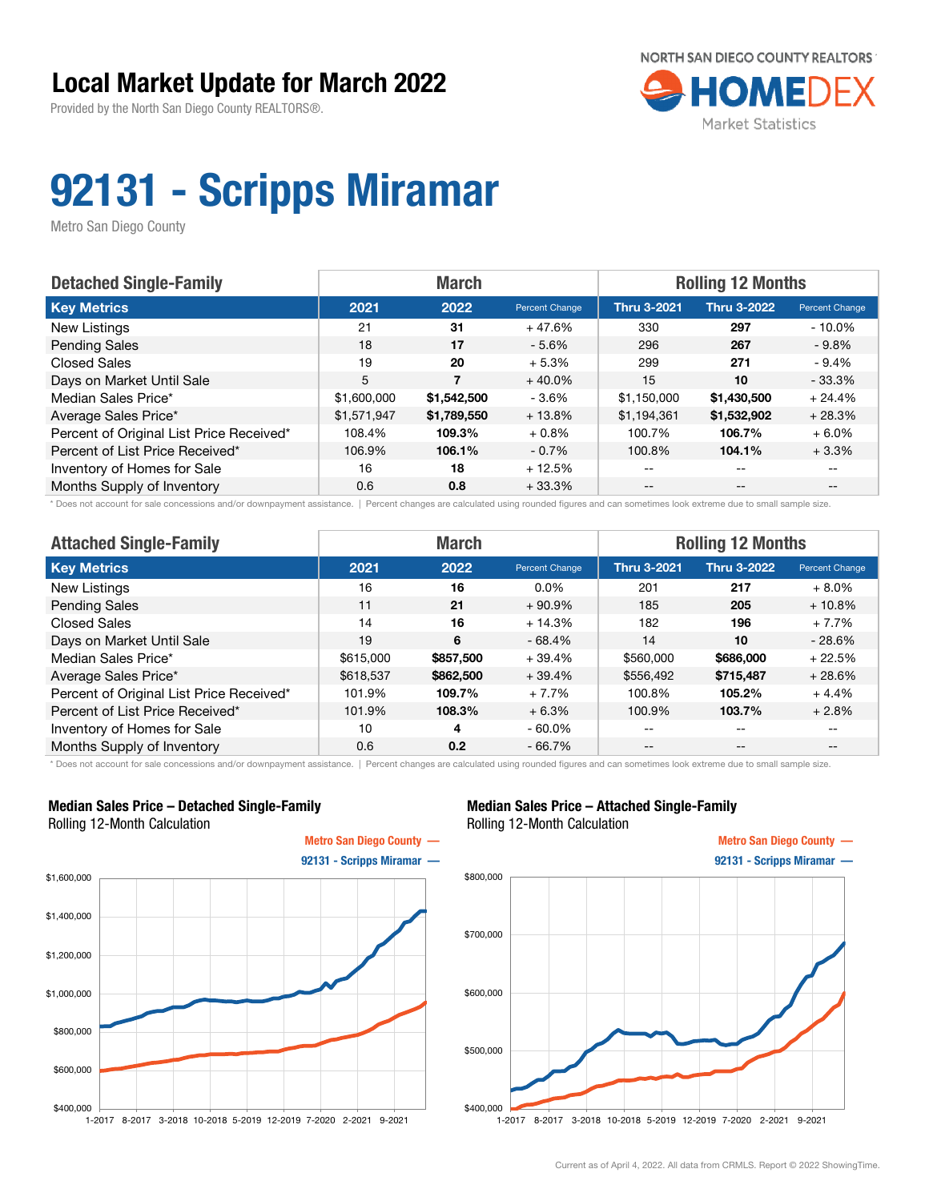# Local Market Update for March 2022

Provided by the North San Diego County REALTORS®.

NORTH SAN DIEGO COUNTY REALTORS
HOMEDEX
Market Statistics

# 92131 - Scripps Miramar

Metro San Diego County

| Detached Single-Family | March | | | Rolling 12 Months | | |
|---|---|---|---|---|---|---|
| **Key Metrics** | **2021** | **2022** | **Percent Change** | **Thru 3-2021** | **Thru 3-2022** | **Percent Change** |
| New Listings | 21 | **31** | + 47.6% | 330 | **297** | - 10.0% |
| Pending Sales | 18 | **17** | - 5.6% | 296 | **267** | - 9.8% |
| Closed Sales | 19 | **20** | + 5.3% | 299 | **271** | - 9.4% |
| Days on Market Until Sale | 5 | **7** | + 40.0% | 15 | **10** | - 33.3% |
| Median Sales Price* | $1,600,000 | **$1,542,500** | - 3.6% | $1,150,000 | **$1,430,500** | + 24.4% |
| Average Sales Price* | $1,571,947 | **$1,789,550** | + 13.8% | $1,194,361 | **$1,532,902** | + 28.3% |
| Percent of Original List Price Received* | 108.4% | **109.3%** | + 0.8% | 100.7% | **106.7%** | + 6.0% |
| Percent of List Price Received* | 106.9% | **106.1%** | - 0.7% | 100.8% | **104.1%** | + 3.3% |
| Inventory of Homes for Sale | 16 | **18** | + 12.5% | -- | -- | -- |
| Months Supply of Inventory | 0.6 | **0.8** | + 33.3% | -- | -- | -- |

\* Does not account for sale concessions and/or downpayment assistance. | Percent changes are calculated using rounded figures and can sometimes look extreme due to small sample size.

| Attached Single-Family | March | | | Rolling 12 Months | | |
|---|---|---|---|---|---|---|
| **Key Metrics** | **2021** | **2022** | **Percent Change** | **Thru 3-2021** | **Thru 3-2022** | **Percent Change** |
| New Listings | 16 | **16** | 0.0% | 201 | **217** | + 8.0% |
| Pending Sales | 11 | **21** | + 90.9% | 185 | **205** | + 10.8% |
| Closed Sales | 14 | **16** | + 14.3% | 182 | **196** | + 7.7% |
| Days on Market Until Sale | 19 | **6** | - 68.4% | 14 | **10** | - 28.6% |
| Median Sales Price* | $615,000 | **$857,500** | + 39.4% | $560,000 | **$686,000** | + 22.5% |
| Average Sales Price* | $618,537 | **$862,500** | + 39.4% | $556,492 | **$715,487** | + 28.6% |
| Percent of Original List Price Received* | 101.9% | **109.7%** | + 7.7% | 100.8% | **105.2%** | + 4.4% |
| Percent of List Price Received* | 101.9% | **108.3%** | + 6.3% | 100.9% | **103.7%** | + 2.8% |
| Inventory of Homes for Sale | 10 | **4** | - 60.0% | -- | -- | -- |
| Months Supply of Inventory | 0.6 | **0.2** | - 66.7% | -- | -- | -- |

\* Does not account for sale concessions and/or downpayment assistance. | Percent changes are calculated using rounded figures and can sometimes look extreme due to small sample size.

**Median Sales Price – Detached Single-Family**
Rolling 12-Month Calculation

Metro San Diego County
92131 - Scripps Miramar

$1,600,000
$1,400,000
$1,200,000
$1,000,000
$800,000
$600,000
$400,000

1-2017 8-2017 3-2018 10-2018 5-2019 12-2019 7-2020 2-2021 9-2021

**Median Sales Price – Attached Single-Family**
Rolling 12-Month Calculation

Metro San Diego County
92131 - Scripps Miramar

$800,000
$700,000
$600,000
$500,000
$400,000

1-2017 8-2017 3-2018 10-2018 5-2019 12-2019 7-2020 2-2021 9-2021

Current as of April 4, 2022. All data from CRMLS. Report © 2022 ShowingTime.